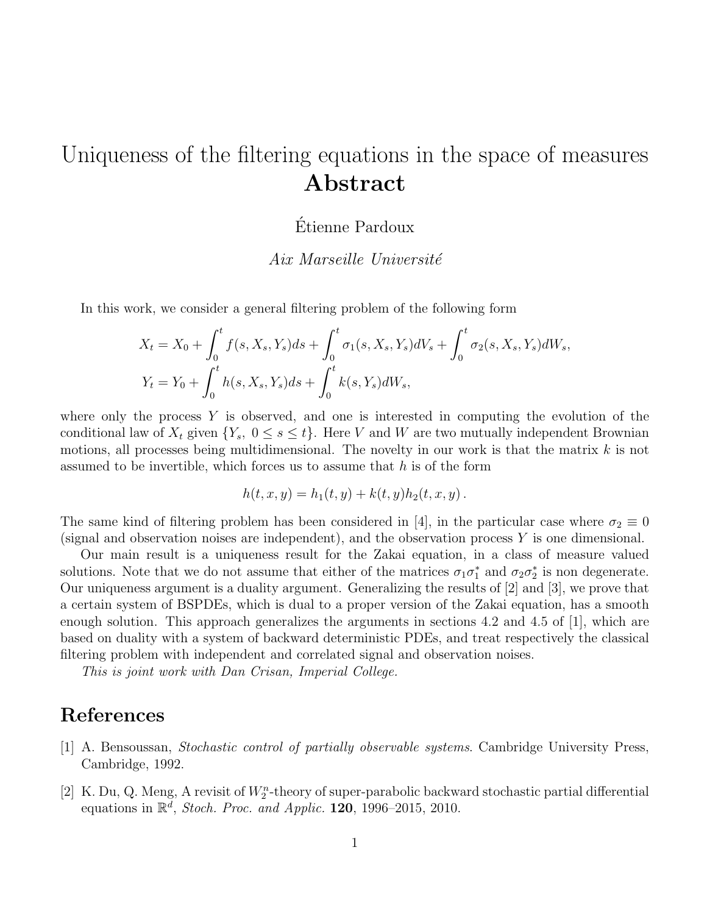# Uniqueness of the filtering equations in the space of measures

## Abstract

Étienne Pardoux

*Aix Marseille Université*

In this work, we consider a general filtering problem of the following form

$$
\begin{aligned}
X_t &= X_0 + \int_0^t f(s, X_s, Y_s)ds + \int_0^t \sigma_1(s, X_s, Y_s)dV_s + \int_0^t \sigma_2(s, X_s, Y_s)dW_s, \\
Y_t &= Y_0 + \int_0^t h(s, X_s, Y_s)ds + \int_0^t k(s, Y_s)dW_s,
\end{aligned}
$$

where only the process $Y$ is observed, and one is interested in computing the evolution of the conditional law of $X_t$ given $\{Y_s,\ 0 \le s \le t\}$. Here $V$ and $W$ are two mutually independent Brownian motions, all processes being multidimensional. The novelty in our work is that the matrix $k$ is not assumed to be invertible, which forces us to assume that $h$ is of the form

$$
h(t, x, y) = h_1(t, y) + k(t, y)h_2(t, x, y)\,.
$$

The same kind of filtering problem has been considered in [4], in the particular case where $\sigma_2 \equiv 0$ (signal and observation noises are independent), and the observation process $Y$ is one dimensional.

Our main result is a uniqueness result for the Zakai equation, in a class of measure valued solutions. Note that we do not assume that either of the matrices $\sigma_1\sigma_1^*$ and $\sigma_2\sigma_2^*$ is non degenerate. Our uniqueness argument is a duality argument. Generalizing the results of [2] and [3], we prove that a certain system of BSPDEs, which is dual to a proper version of the Zakai equation, has a smooth enough solution. This approach generalizes the arguments in sections 4.2 and 4.5 of [1], which are based on duality with a system of backward deterministic PDEs, and treat respectively the classical filtering problem with independent and correlated signal and observation noises.

*This is joint work with Dan Crisan, Imperial College.*

## References

[1] A. Bensoussan, *Stochastic control of partially observable systems*. Cambridge University Press, Cambridge, 1992.

[2] K. Du, Q. Meng, A revisit of $W_2^n$-theory of super-parabolic backward stochastic partial differential equations in $\mathbb{R}^d$, *Stoch. Proc. and Applic.* **120**, 1996–2015, 2010.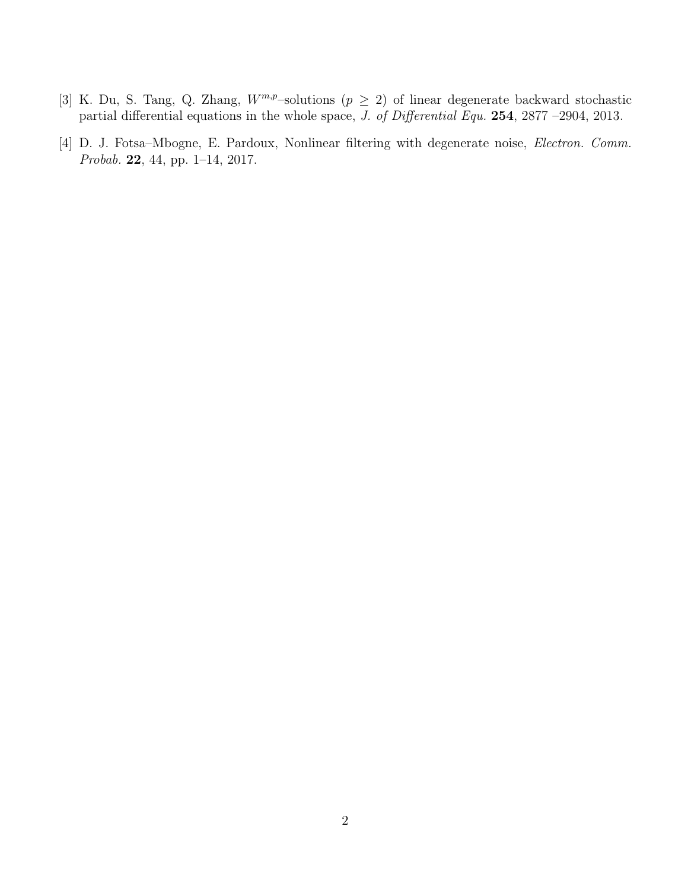[3] K. Du, S. Tang, Q. Zhang, $W^{m,p}$–solutions ($p \geq 2$) of linear degenerate backward stochastic partial differential equations in the whole space, *J. of Differential Equ.* **254**, 2877 –2904, 2013.

[4] D. J. Fotsa–Mbogne, E. Pardoux, Nonlinear filtering with degenerate noise, *Electron. Comm. Probab.* **22**, 44, pp. 1–14, 2017.